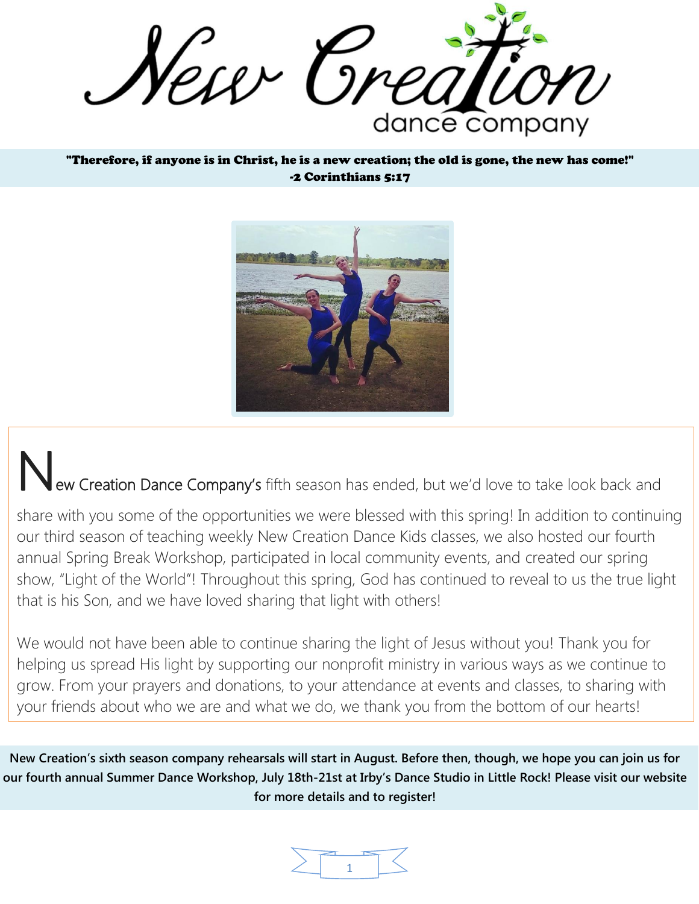# New Creation dance company

**"Therefore, if anyone is in Christ, he is a new creation; the old is gone, the new has come!"**
**-2 Corinthians 5:17**

New Creation Dance Company's fifth season has ended, but we'd love to take look back and share with you some of the opportunities we were blessed with this spring! In addition to continuing our third season of teaching weekly New Creation Dance Kids classes, we also hosted our fourth annual Spring Break Workshop, participated in local community events, and created our spring show, "Light of the World"! Throughout this spring, God has continued to reveal to us the true light that is his Son, and we have loved sharing that light with others!

We would not have been able to continue sharing the light of Jesus without you! Thank you for helping us spread His light by supporting our nonprofit ministry in various ways as we continue to grow. From your prayers and donations, to your attendance at events and classes, to sharing with your friends about who we are and what we do, we thank you from the bottom of our hearts!

**New Creation's sixth season company rehearsals will start in August. Before then, though, we hope you can join us for our fourth annual Summer Dance Workshop, July 18th-21st at Irby's Dance Studio in Little Rock! Please visit our website for more details and to register!**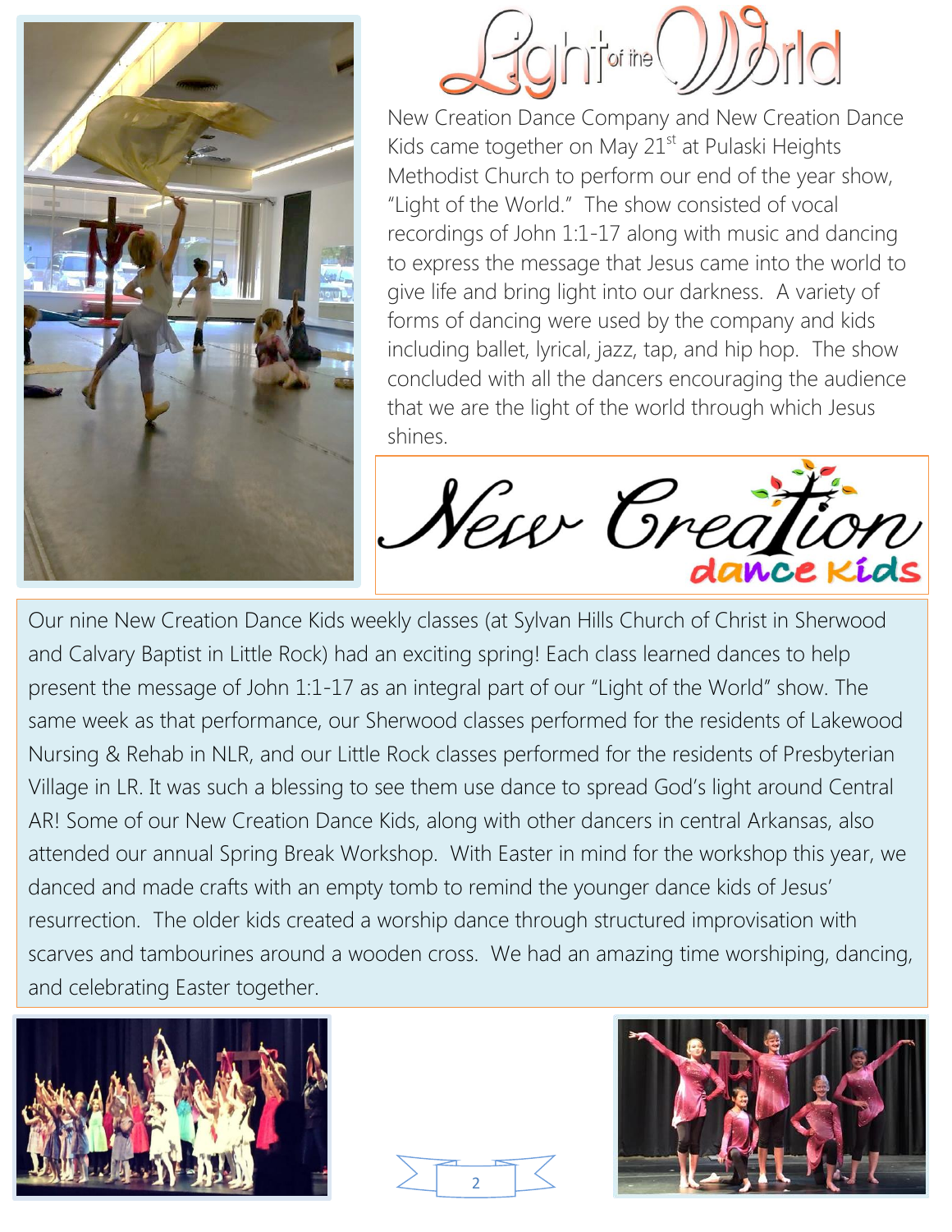# Light of the World

New Creation Dance Company and New Creation Dance Kids came together on May 21st at Pulaski Heights Methodist Church to perform our end of the year show, "Light of the World." The show consisted of vocal recordings of John 1:1-17 along with music and dancing to express the message that Jesus came into the world to give life and bring light into our darkness. A variety of forms of dancing were used by the company and kids including ballet, lyrical, jazz, tap, and hip hop. The show concluded with all the dancers encouraging the audience that we are the light of the world through which Jesus shines.

## New Creation dance kids

Our nine New Creation Dance Kids weekly classes (at Sylvan Hills Church of Christ in Sherwood and Calvary Baptist in Little Rock) had an exciting spring! Each class learned dances to help present the message of John 1:1-17 as an integral part of our "Light of the World" show. The same week as that performance, our Sherwood classes performed for the residents of Lakewood Nursing & Rehab in NLR, and our Little Rock classes performed for the residents of Presbyterian Village in LR. It was such a blessing to see them use dance to spread God's light around Central AR! Some of our New Creation Dance Kids, along with other dancers in central Arkansas, also attended our annual Spring Break Workshop. With Easter in mind for the workshop this year, we danced and made crafts with an empty tomb to remind the younger dance kids of Jesus' resurrection. The older kids created a worship dance through structured improvisation with scarves and tambourines around a wooden cross. We had an amazing time worshiping, dancing, and celebrating Easter together.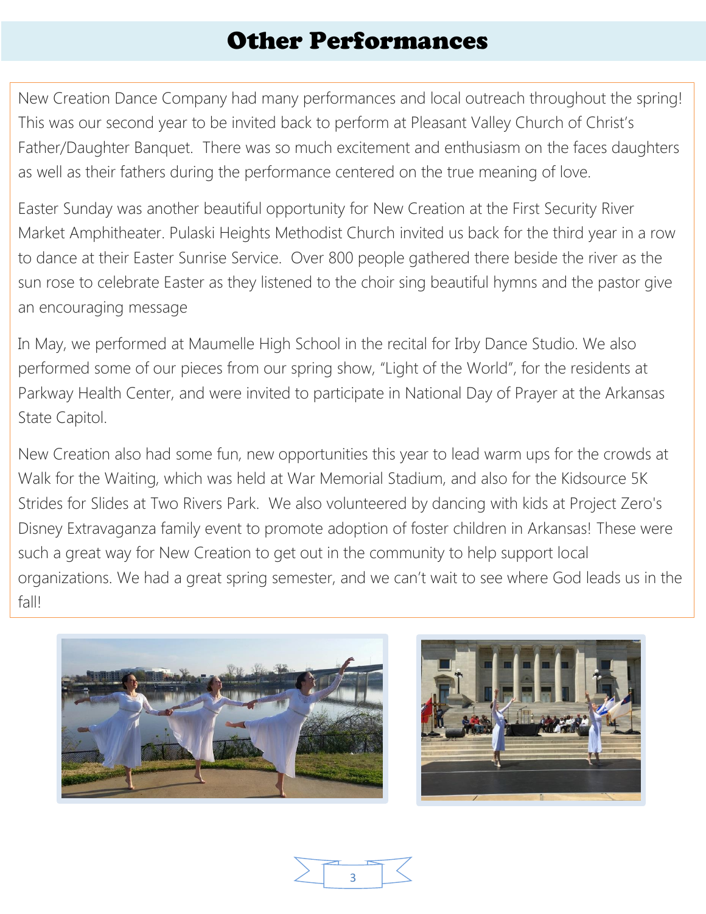# Other Performances

New Creation Dance Company had many performances and local outreach throughout the spring! This was our second year to be invited back to perform at Pleasant Valley Church of Christ's Father/Daughter Banquet. There was so much excitement and enthusiasm on the faces daughters as well as their fathers during the performance centered on the true meaning of love.

Easter Sunday was another beautiful opportunity for New Creation at the First Security River Market Amphitheater. Pulaski Heights Methodist Church invited us back for the third year in a row to dance at their Easter Sunrise Service. Over 800 people gathered there beside the river as the sun rose to celebrate Easter as they listened to the choir sing beautiful hymns and the pastor give an encouraging message

In May, we performed at Maumelle High School in the recital for Irby Dance Studio. We also performed some of our pieces from our spring show, "Light of the World", for the residents at Parkway Health Center, and were invited to participate in National Day of Prayer at the Arkansas State Capitol.

New Creation also had some fun, new opportunities this year to lead warm ups for the crowds at Walk for the Waiting, which was held at War Memorial Stadium, and also for the Kidsource 5K Strides for Slides at Two Rivers Park. We also volunteered by dancing with kids at Project Zero's Disney Extravaganza family event to promote adoption of foster children in Arkansas! These were such a great way for New Creation to get out in the community to help support local organizations. We had a great spring semester, and we can't wait to see where God leads us in the fall!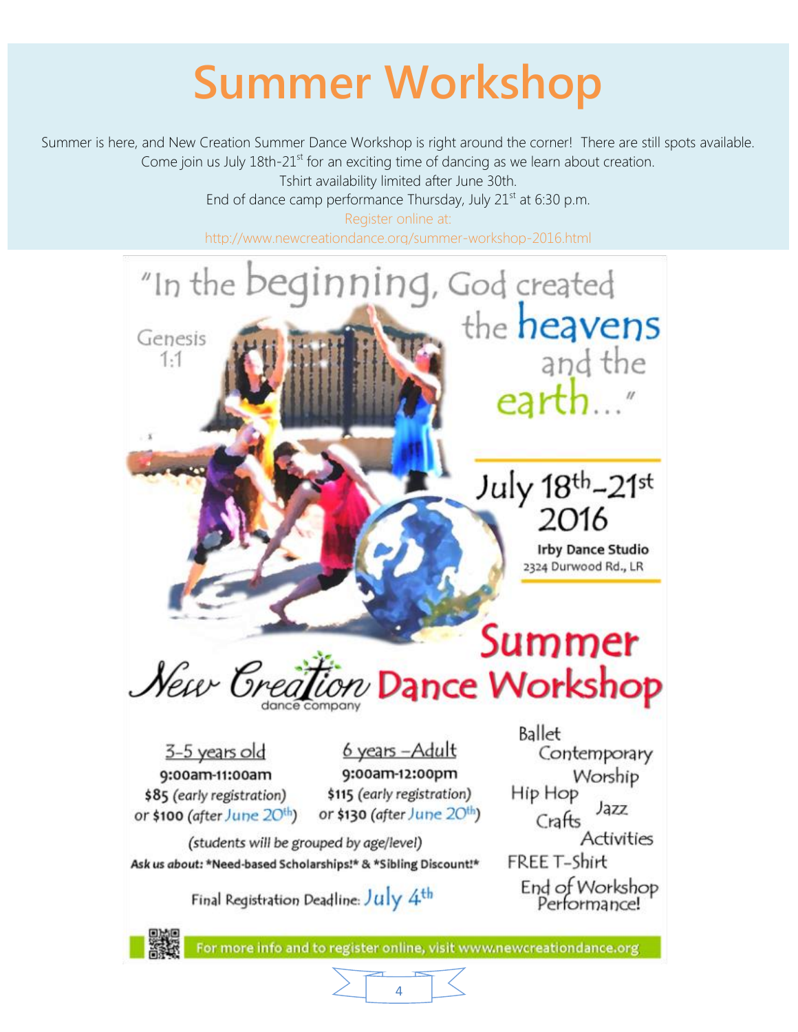# Summer Workshop

Summer is here, and New Creation Summer Dance Workshop is right around the corner! There are still spots available. Come join us July 18th-21st for an exciting time of dancing as we learn about creation.

Tshirt availability limited after June 30th.

End of dance camp performance Thursday, July 21st at 6:30 p.m.

Register online at:
http://www.newcreationdance.org/summer-workshop-2016.html

"In the beginning, God created the heavens and the earth..."

Genesis 1:1

July 18th-21st 2016

**Irby Dance Studio**
2324 Durwood Rd., LR

## New Creation dance company Summer Dance Workshop

**3-5 years old**
**9:00am-11:00am**
**$85** *(early registration)*
or **$100** *(after June 20th)*

**6 years –Adult**
**9:00am-12:00pm**
**$115** *(early registration)*
or **$130** *(after June 20th)*

*(students will be grouped by age/level)*

**Ask us about: *Need-based Scholarships!* & *Sibling Discount!***

Final Registration Deadline: July 4th

- Ballet
- Contemporary
- Worship
- Hip Hop
- Jazz
- Crafts
- Activities
- FREE T-Shirt
- End of Workshop Performance!

For more info and to register online, visit www.newcreationdance.org